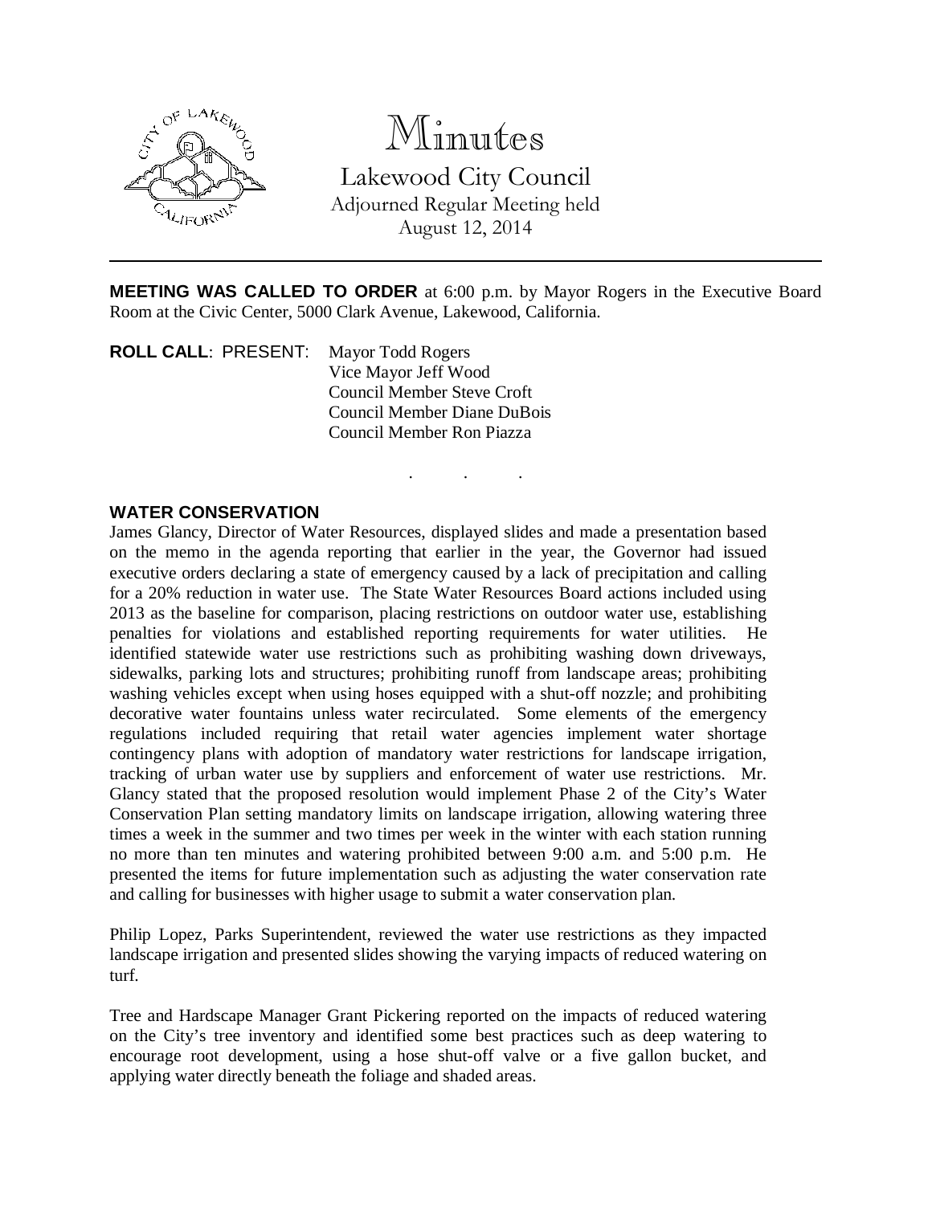# Minutes

Lakewood City Council
Adjourned Regular Meeting held
August 12, 2014

---

**MEETING WAS CALLED TO ORDER** at 6:00 p.m. by Mayor Rogers in the Executive Board Room at the Civic Center, 5000 Clark Avenue, Lakewood, California.

**ROLL CALL**: PRESENT: Mayor Todd Rogers
Vice Mayor Jeff Wood
Council Member Steve Croft
Council Member Diane DuBois
Council Member Ron Piazza

. . .

**WATER CONSERVATION**

James Glancy, Director of Water Resources, displayed slides and made a presentation based on the memo in the agenda reporting that earlier in the year, the Governor had issued executive orders declaring a state of emergency caused by a lack of precipitation and calling for a 20% reduction in water use. The State Water Resources Board actions included using 2013 as the baseline for comparison, placing restrictions on outdoor water use, establishing penalties for violations and established reporting requirements for water utilities. He identified statewide water use restrictions such as prohibiting washing down driveways, sidewalks, parking lots and structures; prohibiting runoff from landscape areas; prohibiting washing vehicles except when using hoses equipped with a shut-off nozzle; and prohibiting decorative water fountains unless water recirculated. Some elements of the emergency regulations included requiring that retail water agencies implement water shortage contingency plans with adoption of mandatory water restrictions for landscape irrigation, tracking of urban water use by suppliers and enforcement of water use restrictions. Mr. Glancy stated that the proposed resolution would implement Phase 2 of the City's Water Conservation Plan setting mandatory limits on landscape irrigation, allowing watering three times a week in the summer and two times per week in the winter with each station running no more than ten minutes and watering prohibited between 9:00 a.m. and 5:00 p.m. He presented the items for future implementation such as adjusting the water conservation rate and calling for businesses with higher usage to submit a water conservation plan.

Philip Lopez, Parks Superintendent, reviewed the water use restrictions as they impacted landscape irrigation and presented slides showing the varying impacts of reduced watering on turf.

Tree and Hardscape Manager Grant Pickering reported on the impacts of reduced watering on the City's tree inventory and identified some best practices such as deep watering to encourage root development, using a hose shut-off valve or a five gallon bucket, and applying water directly beneath the foliage and shaded areas.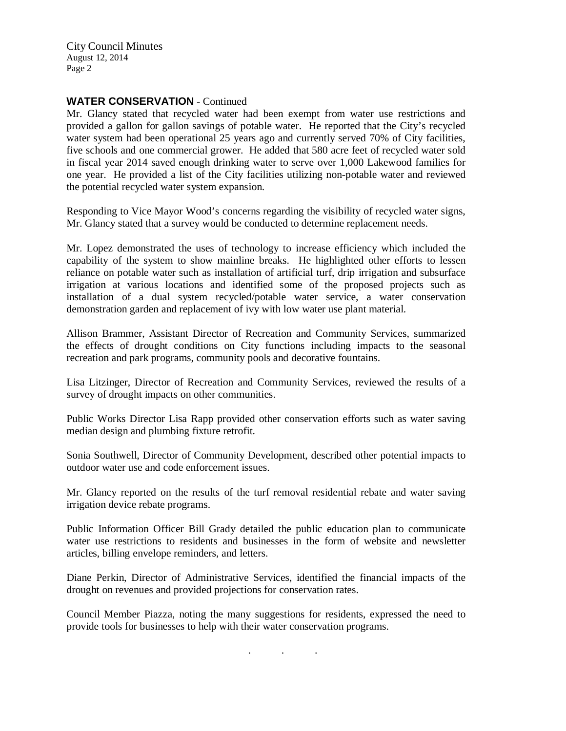**WATER CONSERVATION** - Continued

Mr. Glancy stated that recycled water had been exempt from water use restrictions and provided a gallon for gallon savings of potable water. He reported that the City's recycled water system had been operational 25 years ago and currently served 70% of City facilities, five schools and one commercial grower. He added that 580 acre feet of recycled water sold in fiscal year 2014 saved enough drinking water to serve over 1,000 Lakewood families for one year. He provided a list of the City facilities utilizing non-potable water and reviewed the potential recycled water system expansion.

Responding to Vice Mayor Wood's concerns regarding the visibility of recycled water signs, Mr. Glancy stated that a survey would be conducted to determine replacement needs.

Mr. Lopez demonstrated the uses of technology to increase efficiency which included the capability of the system to show mainline breaks. He highlighted other efforts to lessen reliance on potable water such as installation of artificial turf, drip irrigation and subsurface irrigation at various locations and identified some of the proposed projects such as installation of a dual system recycled/potable water service, a water conservation demonstration garden and replacement of ivy with low water use plant material.

Allison Brammer, Assistant Director of Recreation and Community Services, summarized the effects of drought conditions on City functions including impacts to the seasonal recreation and park programs, community pools and decorative fountains.

Lisa Litzinger, Director of Recreation and Community Services, reviewed the results of a survey of drought impacts on other communities.

Public Works Director Lisa Rapp provided other conservation efforts such as water saving median design and plumbing fixture retrofit.

Sonia Southwell, Director of Community Development, described other potential impacts to outdoor water use and code enforcement issues.

Mr. Glancy reported on the results of the turf removal residential rebate and water saving irrigation device rebate programs.

Public Information Officer Bill Grady detailed the public education plan to communicate water use restrictions to residents and businesses in the form of website and newsletter articles, billing envelope reminders, and letters.

Diane Perkin, Director of Administrative Services, identified the financial impacts of the drought on revenues and provided projections for conservation rates.

Council Member Piazza, noting the many suggestions for residents, expressed the need to provide tools for businesses to help with their water conservation programs.

. . .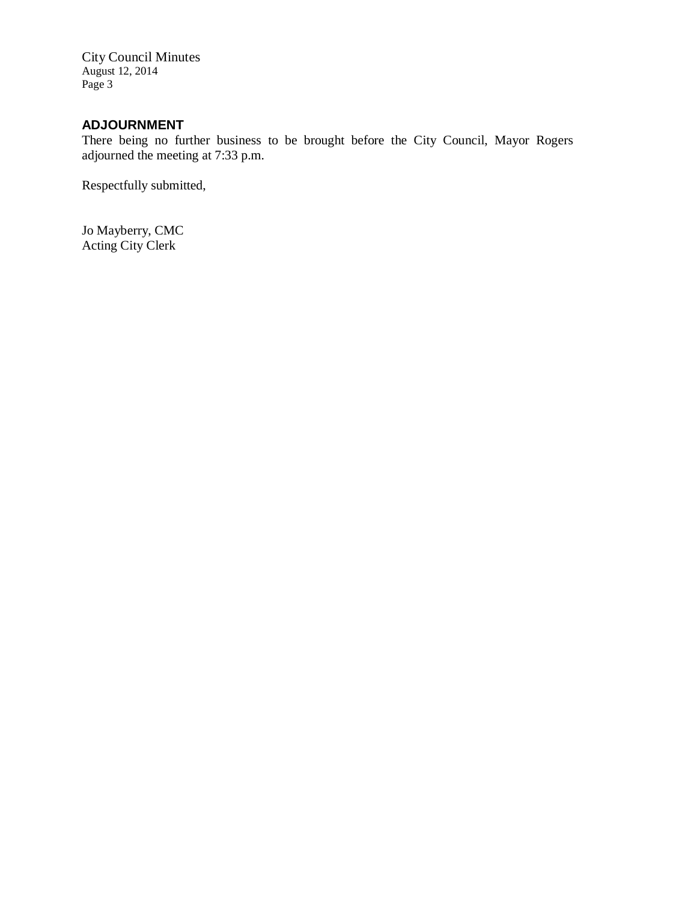## ADJOURNMENT

There being no further business to be brought before the City Council, Mayor Rogers adjourned the meeting at 7:33 p.m.

Respectfully submitted,

Jo Mayberry, CMC
Acting City Clerk